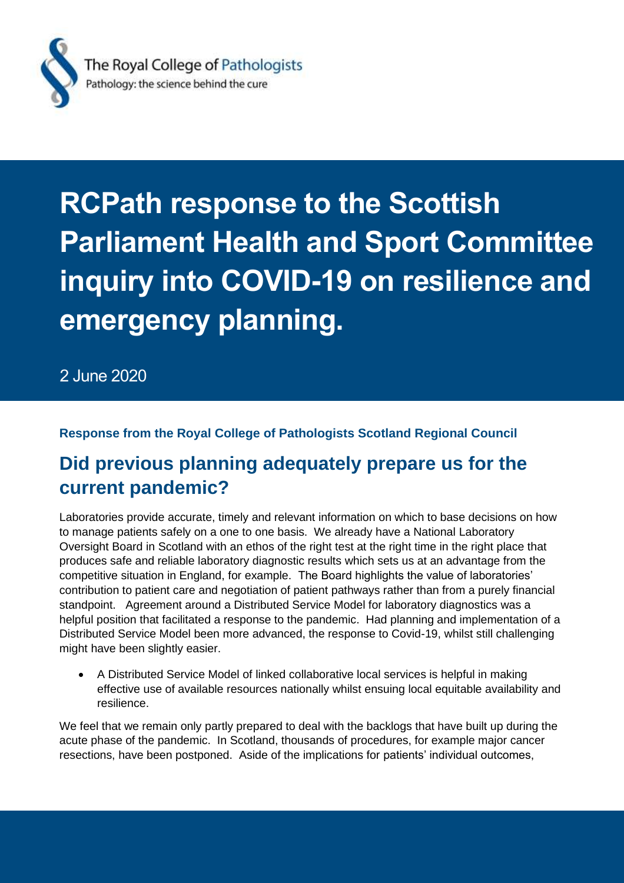The Royal College of Pathologists
Pathology: the science behind the cure

# RCPath response to the Scottish Parliament Health and Sport Committee inquiry into COVID-19 on resilience and emergency planning.

2 June 2020

**Response from the Royal College of Pathologists Scotland Regional Council**

## Did previous planning adequately prepare us for the current pandemic?

Laboratories provide accurate, timely and relevant information on which to base decisions on how to manage patients safely on a one to one basis. We already have a National Laboratory Oversight Board in Scotland with an ethos of the right test at the right time in the right place that produces safe and reliable laboratory diagnostic results which sets us at an advantage from the competitive situation in England, for example. The Board highlights the value of laboratories' contribution to patient care and negotiation of patient pathways rather than from a purely financial standpoint. Agreement around a Distributed Service Model for laboratory diagnostics was a helpful position that facilitated a response to the pandemic. Had planning and implementation of a Distributed Service Model been more advanced, the response to Covid-19, whilst still challenging might have been slightly easier.

- A Distributed Service Model of linked collaborative local services is helpful in making effective use of available resources nationally whilst ensuing local equitable availability and resilience.

We feel that we remain only partly prepared to deal with the backlogs that have built up during the acute phase of the pandemic. In Scotland, thousands of procedures, for example major cancer resections, have been postponed. Aside of the implications for patients' individual outcomes,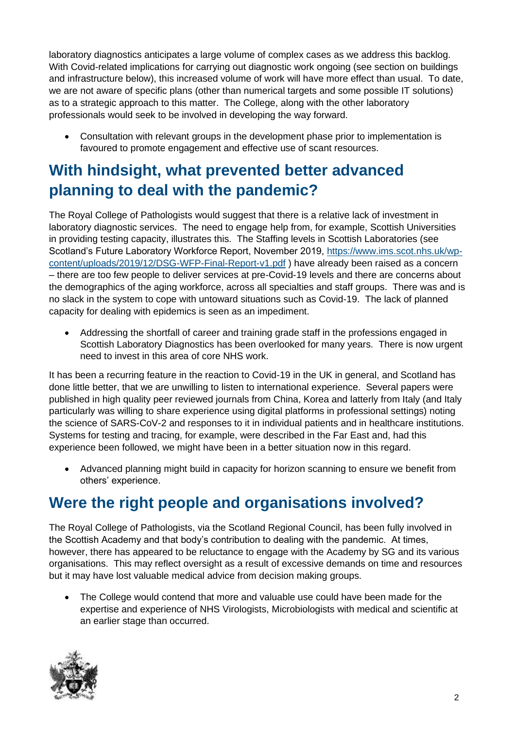laboratory diagnostics anticipates a large volume of complex cases as we address this backlog. With Covid-related implications for carrying out diagnostic work ongoing (see section on buildings and infrastructure below), this increased volume of work will have more effect than usual. To date, we are not aware of specific plans (other than numerical targets and some possible IT solutions) as to a strategic approach to this matter. The College, along with the other laboratory professionals would seek to be involved in developing the way forward.

- Consultation with relevant groups in the development phase prior to implementation is favoured to promote engagement and effective use of scant resources.

## With hindsight, what prevented better advanced planning to deal with the pandemic?

The Royal College of Pathologists would suggest that there is a relative lack of investment in laboratory diagnostic services. The need to engage help from, for example, Scottish Universities in providing testing capacity, illustrates this. The Staffing levels in Scottish Laboratories (see Scotland's Future Laboratory Workforce Report, November 2019, [https://www.ims.scot.nhs.uk/wp-content/uploads/2019/12/DSG-WFP-Final-Report-v1.pdf](https://www.ims.scot.nhs.uk/wp-content/uploads/2019/12/DSG-WFP-Final-Report-v1.pdf) ) have already been raised as a concern – there are too few people to deliver services at pre-Covid-19 levels and there are concerns about the demographics of the aging workforce, across all specialties and staff groups. There was and is no slack in the system to cope with untoward situations such as Covid-19. The lack of planned capacity for dealing with epidemics is seen as an impediment.

- Addressing the shortfall of career and training grade staff in the professions engaged in Scottish Laboratory Diagnostics has been overlooked for many years. There is now urgent need to invest in this area of core NHS work.

It has been a recurring feature in the reaction to Covid-19 in the UK in general, and Scotland has done little better, that we are unwilling to listen to international experience. Several papers were published in high quality peer reviewed journals from China, Korea and latterly from Italy (and Italy particularly was willing to share experience using digital platforms in professional settings) noting the science of SARS-CoV-2 and responses to it in individual patients and in healthcare institutions. Systems for testing and tracing, for example, were described in the Far East and, had this experience been followed, we might have been in a better situation now in this regard.

- Advanced planning might build in capacity for horizon scanning to ensure we benefit from others' experience.

## Were the right people and organisations involved?

The Royal College of Pathologists, via the Scotland Regional Council, has been fully involved in the Scottish Academy and that body's contribution to dealing with the pandemic. At times, however, there has appeared to be reluctance to engage with the Academy by SG and its various organisations. This may reflect oversight as a result of excessive demands on time and resources but it may have lost valuable medical advice from decision making groups.

- The College would contend that more and valuable use could have been made for the expertise and experience of NHS Virologists, Microbiologists with medical and scientific at an earlier stage than occurred.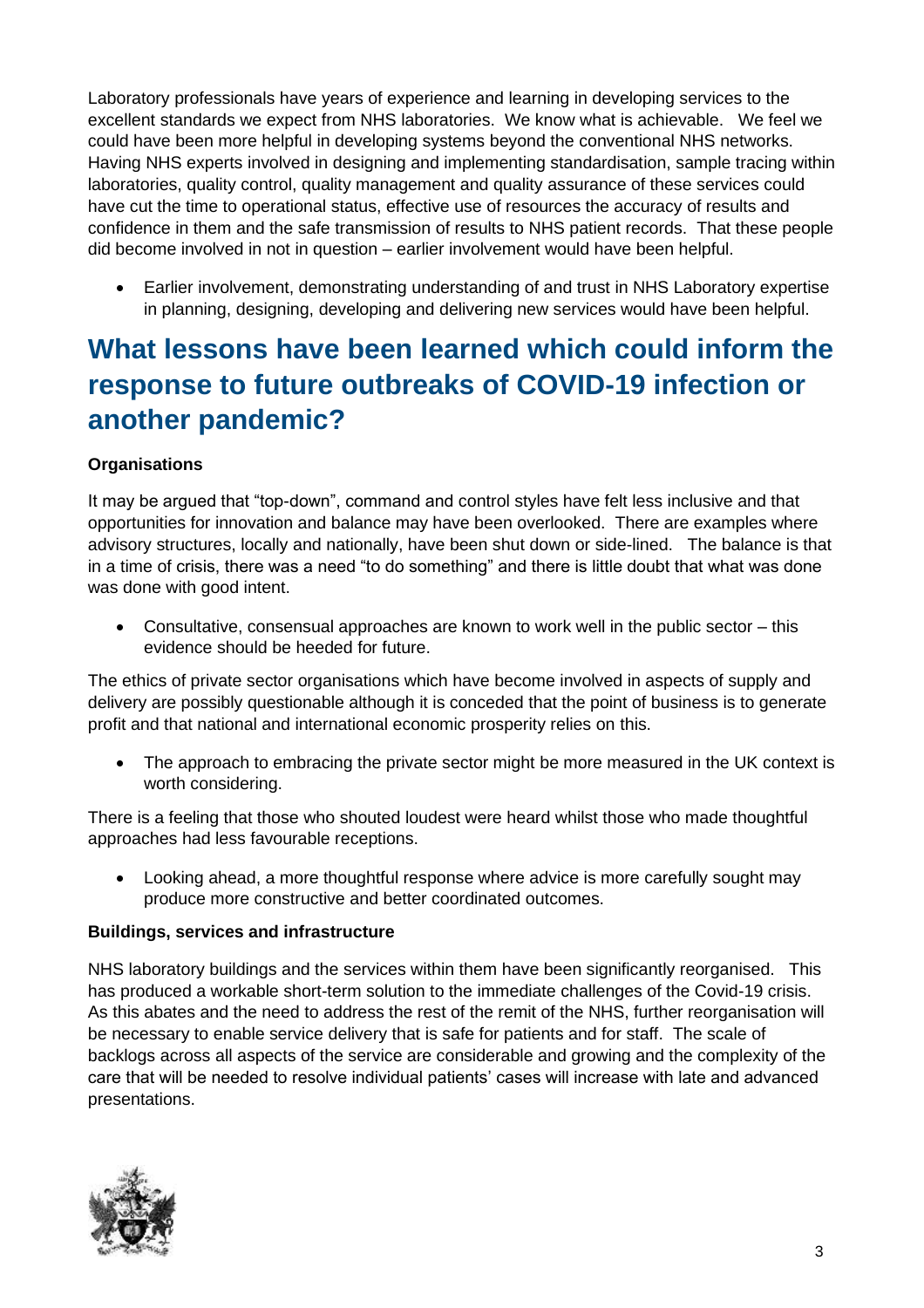Laboratory professionals have years of experience and learning in developing services to the excellent standards we expect from NHS laboratories. We know what is achievable. We feel we could have been more helpful in developing systems beyond the conventional NHS networks. Having NHS experts involved in designing and implementing standardisation, sample tracing within laboratories, quality control, quality management and quality assurance of these services could have cut the time to operational status, effective use of resources the accuracy of results and confidence in them and the safe transmission of results to NHS patient records. That these people did become involved in not in question – earlier involvement would have been helpful.

- Earlier involvement, demonstrating understanding of and trust in NHS Laboratory expertise in planning, designing, developing and delivering new services would have been helpful.

# What lessons have been learned which could inform the response to future outbreaks of COVID-19 infection or another pandemic?

**Organisations**

It may be argued that "top-down", command and control styles have felt less inclusive and that opportunities for innovation and balance may have been overlooked. There are examples where advisory structures, locally and nationally, have been shut down or side-lined. The balance is that in a time of crisis, there was a need "to do something" and there is little doubt that what was done was done with good intent.

- Consultative, consensual approaches are known to work well in the public sector – this evidence should be heeded for future.

The ethics of private sector organisations which have become involved in aspects of supply and delivery are possibly questionable although it is conceded that the point of business is to generate profit and that national and international economic prosperity relies on this.

- The approach to embracing the private sector might be more measured in the UK context is worth considering.

There is a feeling that those who shouted loudest were heard whilst those who made thoughtful approaches had less favourable receptions.

- Looking ahead, a more thoughtful response where advice is more carefully sought may produce more constructive and better coordinated outcomes.

**Buildings, services and infrastructure**

NHS laboratory buildings and the services within them have been significantly reorganised. This has produced a workable short-term solution to the immediate challenges of the Covid-19 crisis. As this abates and the need to address the rest of the remit of the NHS, further reorganisation will be necessary to enable service delivery that is safe for patients and for staff. The scale of backlogs across all aspects of the service are considerable and growing and the complexity of the care that will be needed to resolve individual patients' cases will increase with late and advanced presentations.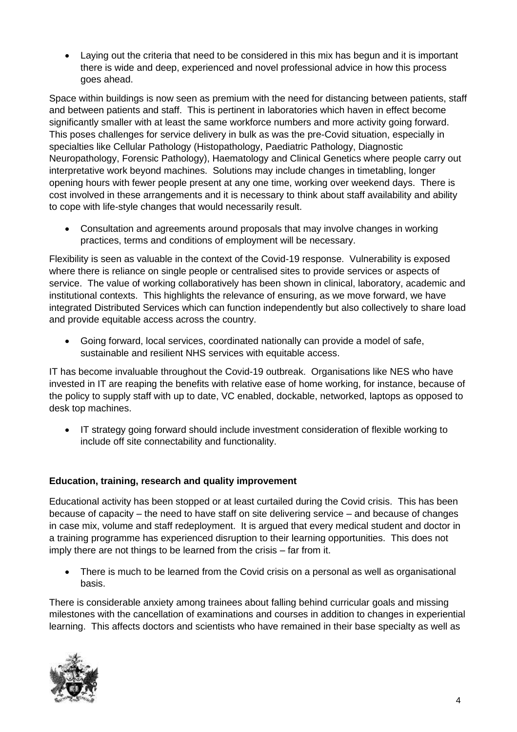- Laying out the criteria that need to be considered in this mix has begun and it is important there is wide and deep, experienced and novel professional advice in how this process goes ahead.

Space within buildings is now seen as premium with the need for distancing between patients, staff and between patients and staff. This is pertinent in laboratories which haven in effect become significantly smaller with at least the same workforce numbers and more activity going forward. This poses challenges for service delivery in bulk as was the pre-Covid situation, especially in specialties like Cellular Pathology (Histopathology, Paediatric Pathology, Diagnostic Neuropathology, Forensic Pathology), Haematology and Clinical Genetics where people carry out interpretative work beyond machines. Solutions may include changes in timetabling, longer opening hours with fewer people present at any one time, working over weekend days. There is cost involved in these arrangements and it is necessary to think about staff availability and ability to cope with life-style changes that would necessarily result.

- Consultation and agreements around proposals that may involve changes in working practices, terms and conditions of employment will be necessary.

Flexibility is seen as valuable in the context of the Covid-19 response. Vulnerability is exposed where there is reliance on single people or centralised sites to provide services or aspects of service. The value of working collaboratively has been shown in clinical, laboratory, academic and institutional contexts. This highlights the relevance of ensuring, as we move forward, we have integrated Distributed Services which can function independently but also collectively to share load and provide equitable access across the country.

- Going forward, local services, coordinated nationally can provide a model of safe, sustainable and resilient NHS services with equitable access.

IT has become invaluable throughout the Covid-19 outbreak. Organisations like NES who have invested in IT are reaping the benefits with relative ease of home working, for instance, because of the policy to supply staff with up to date, VC enabled, dockable, networked, laptops as opposed to desk top machines.

- IT strategy going forward should include investment consideration of flexible working to include off site connectability and functionality.

**Education, training, research and quality improvement**

Educational activity has been stopped or at least curtailed during the Covid crisis. This has been because of capacity – the need to have staff on site delivering service – and because of changes in case mix, volume and staff redeployment. It is argued that every medical student and doctor in a training programme has experienced disruption to their learning opportunities. This does not imply there are not things to be learned from the crisis – far from it.

- There is much to be learned from the Covid crisis on a personal as well as organisational basis.

There is considerable anxiety among trainees about falling behind curricular goals and missing milestones with the cancellation of examinations and courses in addition to changes in experiential learning. This affects doctors and scientists who have remained in their base specialty as well as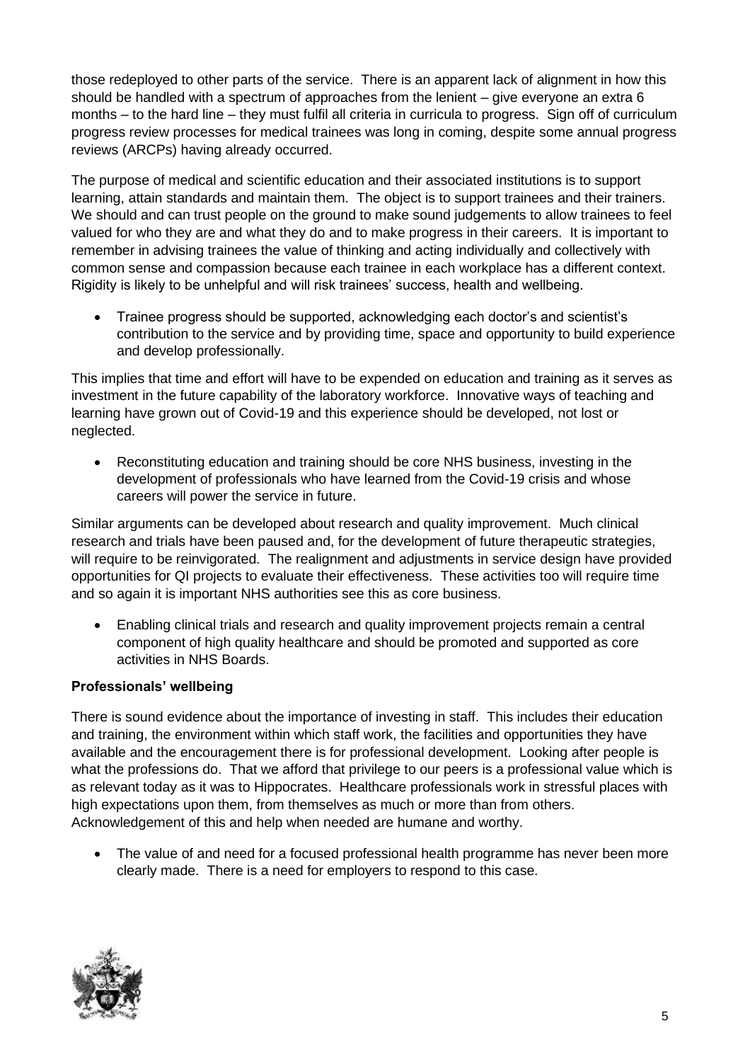those redeployed to other parts of the service. There is an apparent lack of alignment in how this should be handled with a spectrum of approaches from the lenient – give everyone an extra 6 months – to the hard line – they must fulfil all criteria in curricula to progress. Sign off of curriculum progress review processes for medical trainees was long in coming, despite some annual progress reviews (ARCPs) having already occurred.

The purpose of medical and scientific education and their associated institutions is to support learning, attain standards and maintain them. The object is to support trainees and their trainers. We should and can trust people on the ground to make sound judgements to allow trainees to feel valued for who they are and what they do and to make progress in their careers. It is important to remember in advising trainees the value of thinking and acting individually and collectively with common sense and compassion because each trainee in each workplace has a different context. Rigidity is likely to be unhelpful and will risk trainees' success, health and wellbeing.

- Trainee progress should be supported, acknowledging each doctor's and scientist's contribution to the service and by providing time, space and opportunity to build experience and develop professionally.

This implies that time and effort will have to be expended on education and training as it serves as investment in the future capability of the laboratory workforce. Innovative ways of teaching and learning have grown out of Covid-19 and this experience should be developed, not lost or neglected.

- Reconstituting education and training should be core NHS business, investing in the development of professionals who have learned from the Covid-19 crisis and whose careers will power the service in future.

Similar arguments can be developed about research and quality improvement. Much clinical research and trials have been paused and, for the development of future therapeutic strategies, will require to be reinvigorated. The realignment and adjustments in service design have provided opportunities for QI projects to evaluate their effectiveness. These activities too will require time and so again it is important NHS authorities see this as core business.

- Enabling clinical trials and research and quality improvement projects remain a central component of high quality healthcare and should be promoted and supported as core activities in NHS Boards.

**Professionals' wellbeing**

There is sound evidence about the importance of investing in staff. This includes their education and training, the environment within which staff work, the facilities and opportunities they have available and the encouragement there is for professional development. Looking after people is what the professions do. That we afford that privilege to our peers is a professional value which is as relevant today as it was to Hippocrates. Healthcare professionals work in stressful places with high expectations upon them, from themselves as much or more than from others. Acknowledgement of this and help when needed are humane and worthy.

- The value of and need for a focused professional health programme has never been more clearly made. There is a need for employers to respond to this case.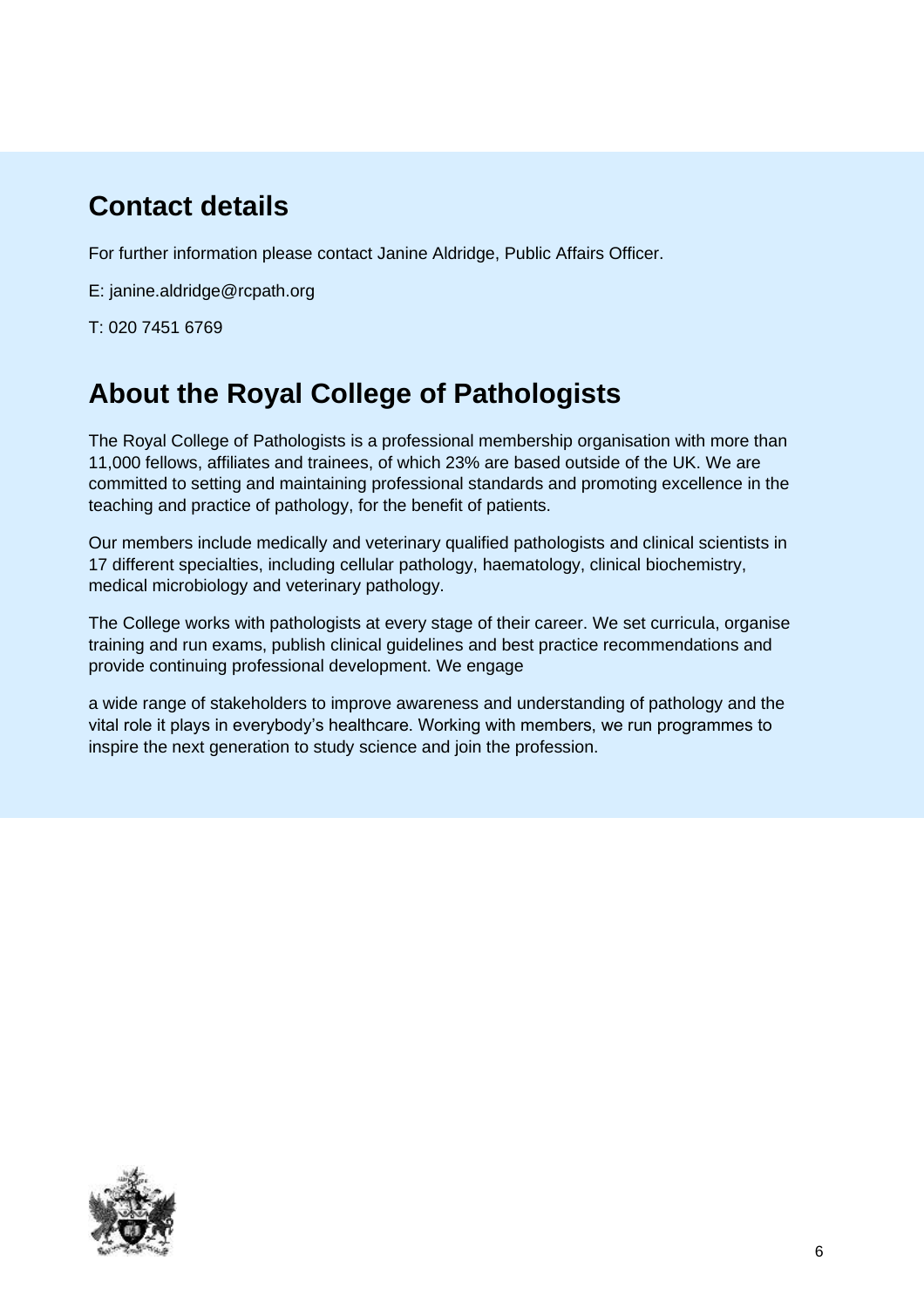## Contact details

For further information please contact Janine Aldridge, Public Affairs Officer.

E: janine.aldridge@rcpath.org

T: 020 7451 6769

## About the Royal College of Pathologists

The Royal College of Pathologists is a professional membership organisation with more than 11,000 fellows, affiliates and trainees, of which 23% are based outside of the UK. We are committed to setting and maintaining professional standards and promoting excellence in the teaching and practice of pathology, for the benefit of patients.

Our members include medically and veterinary qualified pathologists and clinical scientists in 17 different specialties, including cellular pathology, haematology, clinical biochemistry, medical microbiology and veterinary pathology.

The College works with pathologists at every stage of their career. We set curricula, organise training and run exams, publish clinical guidelines and best practice recommendations and provide continuing professional development. We engage

a wide range of stakeholders to improve awareness and understanding of pathology and the vital role it plays in everybody's healthcare. Working with members, we run programmes to inspire the next generation to study science and join the profession.